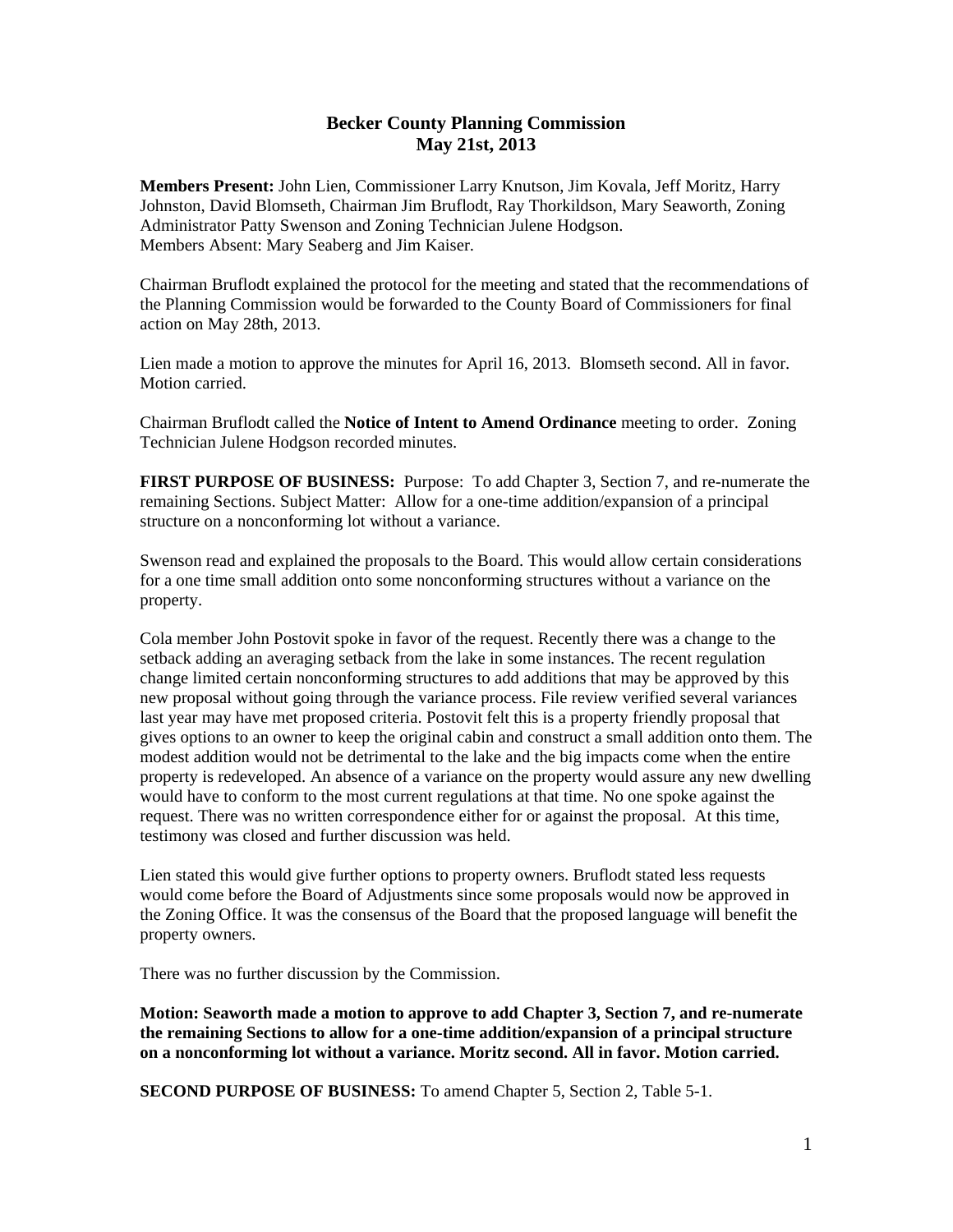# Becker County Planning Commission
## May 21st, 2013

**Members Present:** John Lien, Commissioner Larry Knutson, Jim Kovala, Jeff Moritz, Harry Johnston, David Blomseth, Chairman Jim Bruflodt, Ray Thorkildson, Mary Seaworth, Zoning Administrator Patty Swenson and Zoning Technician Julene Hodgson.
Members Absent: Mary Seaberg and Jim Kaiser.

Chairman Bruflodt explained the protocol for the meeting and stated that the recommendations of the Planning Commission would be forwarded to the County Board of Commissioners for final action on May 28th, 2013.

Lien made a motion to approve the minutes for April 16, 2013. Blomseth second. All in favor. Motion carried.

Chairman Bruflodt called the **Notice of Intent to Amend Ordinance** meeting to order. Zoning Technician Julene Hodgson recorded minutes.

**FIRST PURPOSE OF BUSINESS:** Purpose: To add Chapter 3, Section 7, and re-numerate the remaining Sections. Subject Matter: Allow for a one-time addition/expansion of a principal structure on a nonconforming lot without a variance.

Swenson read and explained the proposals to the Board. This would allow certain considerations for a one time small addition onto some nonconforming structures without a variance on the property.

Cola member John Postovit spoke in favor of the request. Recently there was a change to the setback adding an averaging setback from the lake in some instances. The recent regulation change limited certain nonconforming structures to add additions that may be approved by this new proposal without going through the variance process. File review verified several variances last year may have met proposed criteria. Postovit felt this is a property friendly proposal that gives options to an owner to keep the original cabin and construct a small addition onto them. The modest addition would not be detrimental to the lake and the big impacts come when the entire property is redeveloped. An absence of a variance on the property would assure any new dwelling would have to conform to the most current regulations at that time. No one spoke against the request. There was no written correspondence either for or against the proposal. At this time, testimony was closed and further discussion was held.

Lien stated this would give further options to property owners. Bruflodt stated less requests would come before the Board of Adjustments since some proposals would now be approved in the Zoning Office. It was the consensus of the Board that the proposed language will benefit the property owners.

There was no further discussion by the Commission.

**Motion: Seaworth made a motion to approve to add Chapter 3, Section 7, and re-numerate the remaining Sections to allow for a one-time addition/expansion of a principal structure on a nonconforming lot without a variance. Moritz second. All in favor. Motion carried.**

**SECOND PURPOSE OF BUSINESS:** To amend Chapter 5, Section 2, Table 5-1.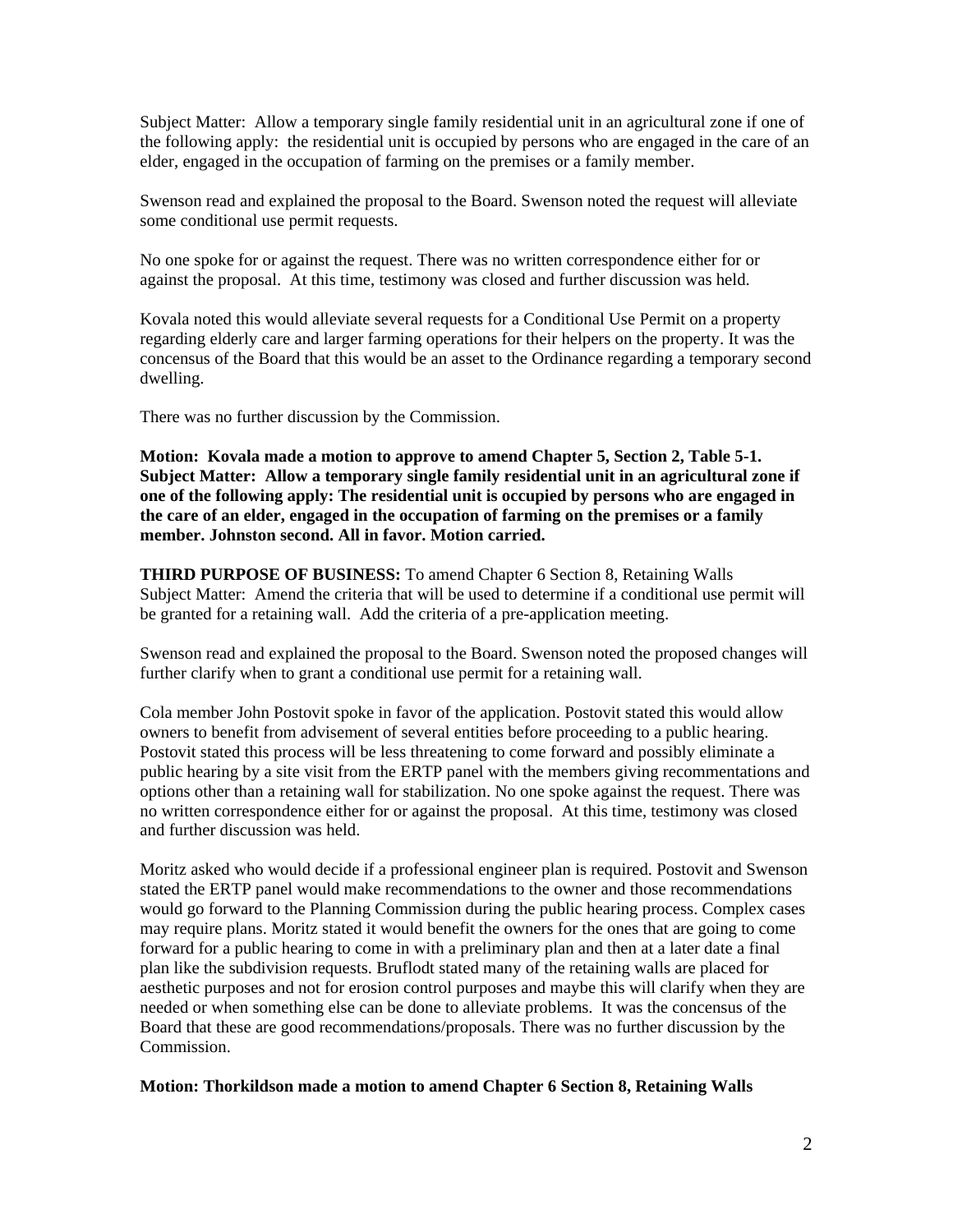Subject Matter: Allow a temporary single family residential unit in an agricultural zone if one of the following apply: the residential unit is occupied by persons who are engaged in the care of an elder, engaged in the occupation of farming on the premises or a family member.

Swenson read and explained the proposal to the Board. Swenson noted the request will alleviate some conditional use permit requests.

No one spoke for or against the request. There was no written correspondence either for or against the proposal. At this time, testimony was closed and further discussion was held.

Kovala noted this would alleviate several requests for a Conditional Use Permit on a property regarding elderly care and larger farming operations for their helpers on the property. It was the concensus of the Board that this would be an asset to the Ordinance regarding a temporary second dwelling.

There was no further discussion by the Commission.

**Motion: Kovala made a motion to approve to amend Chapter 5, Section 2, Table 5-1. Subject Matter: Allow a temporary single family residential unit in an agricultural zone if one of the following apply: The residential unit is occupied by persons who are engaged in the care of an elder, engaged in the occupation of farming on the premises or a family member. Johnston second. All in favor. Motion carried.**

**THIRD PURPOSE OF BUSINESS:** To amend Chapter 6 Section 8, Retaining Walls
Subject Matter: Amend the criteria that will be used to determine if a conditional use permit will be granted for a retaining wall. Add the criteria of a pre-application meeting.

Swenson read and explained the proposal to the Board. Swenson noted the proposed changes will further clarify when to grant a conditional use permit for a retaining wall.

Cola member John Postovit spoke in favor of the application. Postovit stated this would allow owners to benefit from advisement of several entities before proceeding to a public hearing. Postovit stated this process will be less threatening to come forward and possibly eliminate a public hearing by a site visit from the ERTP panel with the members giving recommentations and options other than a retaining wall for stabilization. No one spoke against the request. There was no written correspondence either for or against the proposal. At this time, testimony was closed and further discussion was held.

Moritz asked who would decide if a professional engineer plan is required. Postovit and Swenson stated the ERTP panel would make recommendations to the owner and those recommendations would go forward to the Planning Commission during the public hearing process. Complex cases may require plans. Moritz stated it would benefit the owners for the ones that are going to come forward for a public hearing to come in with a preliminary plan and then at a later date a final plan like the subdivision requests. Bruflodt stated many of the retaining walls are placed for aesthetic purposes and not for erosion control purposes and maybe this will clarify when they are needed or when something else can be done to alleviate problems. It was the concensus of the Board that these are good recommendations/proposals. There was no further discussion by the Commission.

**Motion: Thorkildson made a motion to amend Chapter 6 Section 8, Retaining Walls**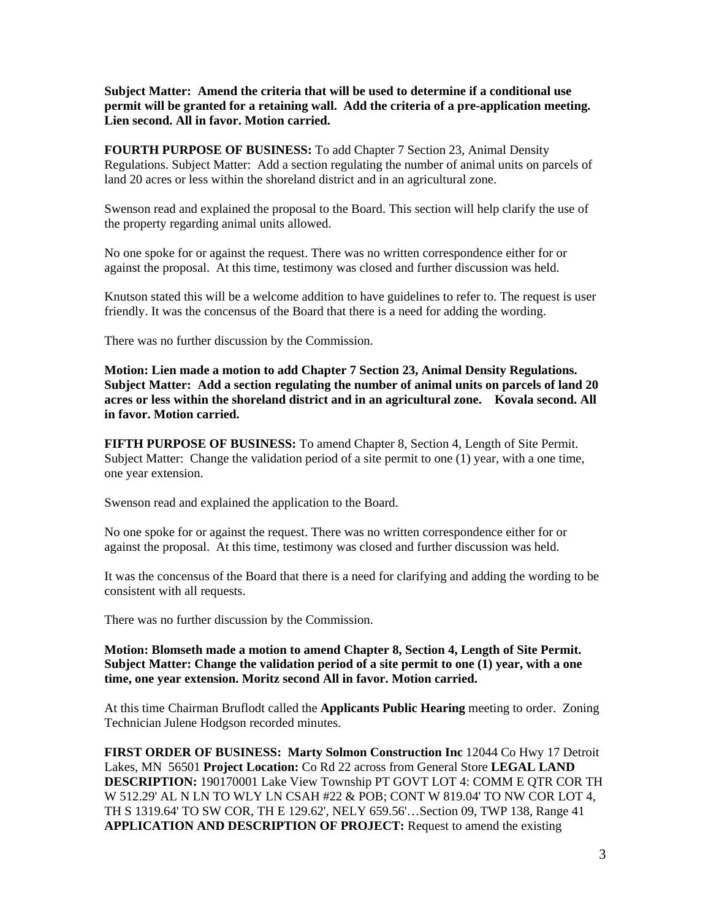**Subject Matter: Amend the criteria that will be used to determine if a conditional use permit will be granted for a retaining wall. Add the criteria of a pre-application meeting. Lien second. All in favor. Motion carried.**

**FOURTH PURPOSE OF BUSINESS:** To add Chapter 7 Section 23, Animal Density Regulations. Subject Matter: Add a section regulating the number of animal units on parcels of land 20 acres or less within the shoreland district and in an agricultural zone.

Swenson read and explained the proposal to the Board. This section will help clarify the use of the property regarding animal units allowed.

No one spoke for or against the request. There was no written correspondence either for or against the proposal. At this time, testimony was closed and further discussion was held.

Knutson stated this will be a welcome addition to have guidelines to refer to. The request is user friendly. It was the concensus of the Board that there is a need for adding the wording.

There was no further discussion by the Commission.

**Motion: Lien made a motion to add Chapter 7 Section 23, Animal Density Regulations. Subject Matter: Add a section regulating the number of animal units on parcels of land 20 acres or less within the shoreland district and in an agricultural zone. Kovala second. All in favor. Motion carried.**

**FIFTH PURPOSE OF BUSINESS:** To amend Chapter 8, Section 4, Length of Site Permit. Subject Matter: Change the validation period of a site permit to one (1) year, with a one time, one year extension.

Swenson read and explained the application to the Board.

No one spoke for or against the request. There was no written correspondence either for or against the proposal. At this time, testimony was closed and further discussion was held.

It was the concensus of the Board that there is a need for clarifying and adding the wording to be consistent with all requests.

There was no further discussion by the Commission.

**Motion: Blomseth made a motion to amend Chapter 8, Section 4, Length of Site Permit. Subject Matter: Change the validation period of a site permit to one (1) year, with a one time, one year extension. Moritz second All in favor. Motion carried.**

At this time Chairman Bruflodt called the **Applicants Public Hearing** meeting to order. Zoning Technician Julene Hodgson recorded minutes.

**FIRST ORDER OF BUSINESS: Marty Solmon Construction Inc** 12044 Co Hwy 17 Detroit Lakes, MN 56501 **Project Location:** Co Rd 22 across from General Store **LEGAL LAND DESCRIPTION:** 190170001 Lake View Township PT GOVT LOT 4: COMM E QTR COR TH W 512.29' AL N LN TO WLY LN CSAH #22 & POB; CONT W 819.04' TO NW COR LOT 4, TH S 1319.64' TO SW COR, TH E 129.62', NELY 659.56'…Section 09, TWP 138, Range 41 **APPLICATION AND DESCRIPTION OF PROJECT:** Request to amend the existing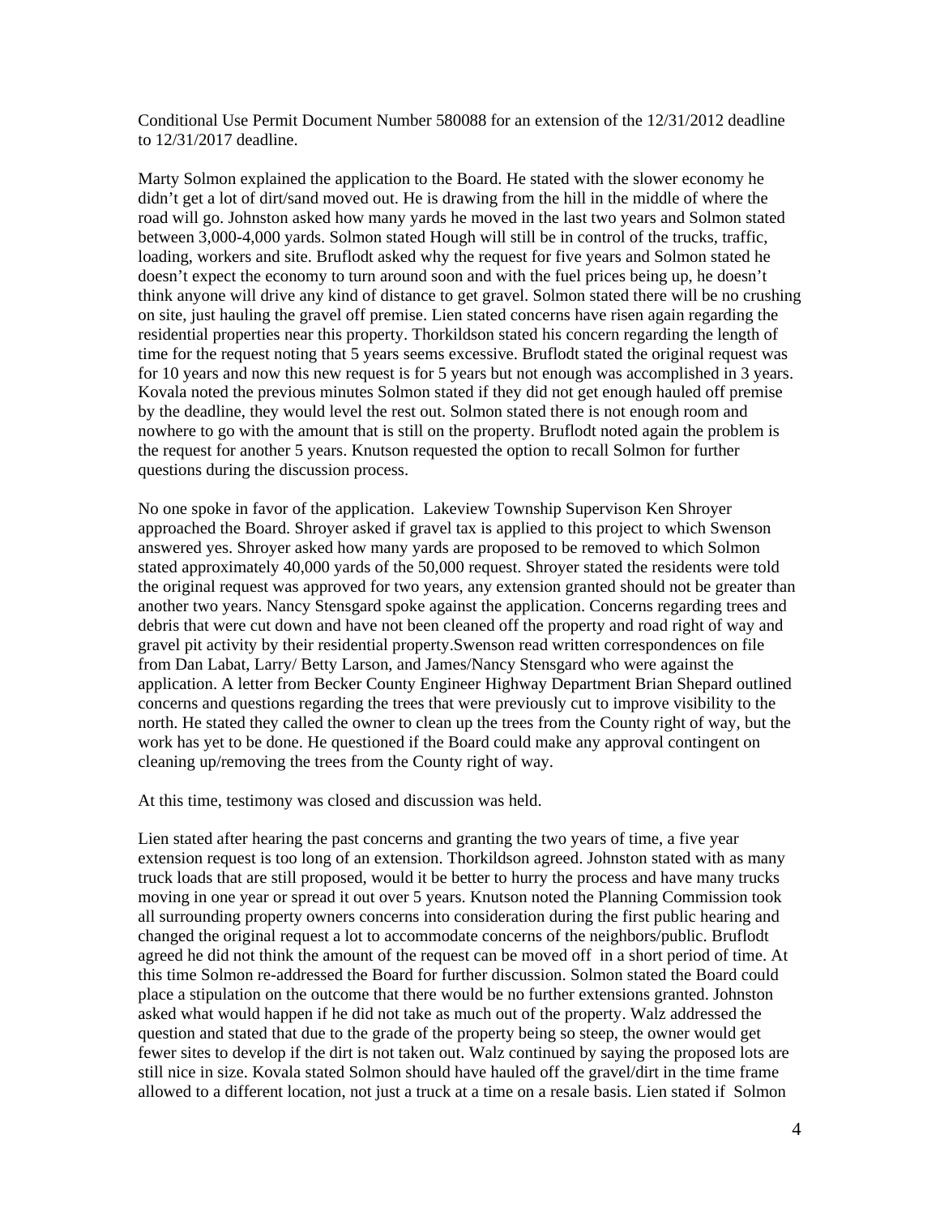Conditional Use Permit Document Number 580088 for an extension of the 12/31/2012 deadline to 12/31/2017 deadline.

Marty Solmon explained the application to the Board. He stated with the slower economy he didn't get a lot of dirt/sand moved out. He is drawing from the hill in the middle of where the road will go. Johnston asked how many yards he moved in the last two years and Solmon stated between 3,000-4,000 yards. Solmon stated Hough will still be in control of the trucks, traffic, loading, workers and site. Bruflodt asked why the request for five years and Solmon stated he doesn't expect the economy to turn around soon and with the fuel prices being up, he doesn't think anyone will drive any kind of distance to get gravel. Solmon stated there will be no crushing on site, just hauling the gravel off premise. Lien stated concerns have risen again regarding the residential properties near this property. Thorkildson stated his concern regarding the length of time for the request noting that 5 years seems excessive. Bruflodt stated the original request was for 10 years and now this new request is for 5 years but not enough was accomplished in 3 years. Kovala noted the previous minutes Solmon stated if they did not get enough hauled off premise by the deadline, they would level the rest out. Solmon stated there is not enough room and nowhere to go with the amount that is still on the property. Bruflodt noted again the problem is the request for another 5 years. Knutson requested the option to recall Solmon for further questions during the discussion process.

No one spoke in favor of the application. Lakeview Township Supervison Ken Shroyer approached the Board. Shroyer asked if gravel tax is applied to this project to which Swenson answered yes. Shroyer asked how many yards are proposed to be removed to which Solmon stated approximately 40,000 yards of the 50,000 request. Shroyer stated the residents were told the original request was approved for two years, any extension granted should not be greater than another two years. Nancy Stensgard spoke against the application. Concerns regarding trees and debris that were cut down and have not been cleaned off the property and road right of way and gravel pit activity by their residential property.Swenson read written correspondences on file from Dan Labat, Larry/ Betty Larson, and James/Nancy Stensgard who were against the application. A letter from Becker County Engineer Highway Department Brian Shepard outlined concerns and questions regarding the trees that were previously cut to improve visibility to the north. He stated they called the owner to clean up the trees from the County right of way, but the work has yet to be done. He questioned if the Board could make any approval contingent on cleaning up/removing the trees from the County right of way.

At this time, testimony was closed and discussion was held.

Lien stated after hearing the past concerns and granting the two years of time, a five year extension request is too long of an extension. Thorkildson agreed. Johnston stated with as many truck loads that are still proposed, would it be better to hurry the process and have many trucks moving in one year or spread it out over 5 years. Knutson noted the Planning Commission took all surrounding property owners concerns into consideration during the first public hearing and changed the original request a lot to accommodate concerns of the neighbors/public. Bruflodt agreed he did not think the amount of the request can be moved off in a short period of time. At this time Solmon re-addressed the Board for further discussion. Solmon stated the Board could place a stipulation on the outcome that there would be no further extensions granted. Johnston asked what would happen if he did not take as much out of the property. Walz addressed the question and stated that due to the grade of the property being so steep, the owner would get fewer sites to develop if the dirt is not taken out. Walz continued by saying the proposed lots are still nice in size. Kovala stated Solmon should have hauled off the gravel/dirt in the time frame allowed to a different location, not just a truck at a time on a resale basis. Lien stated if Solmon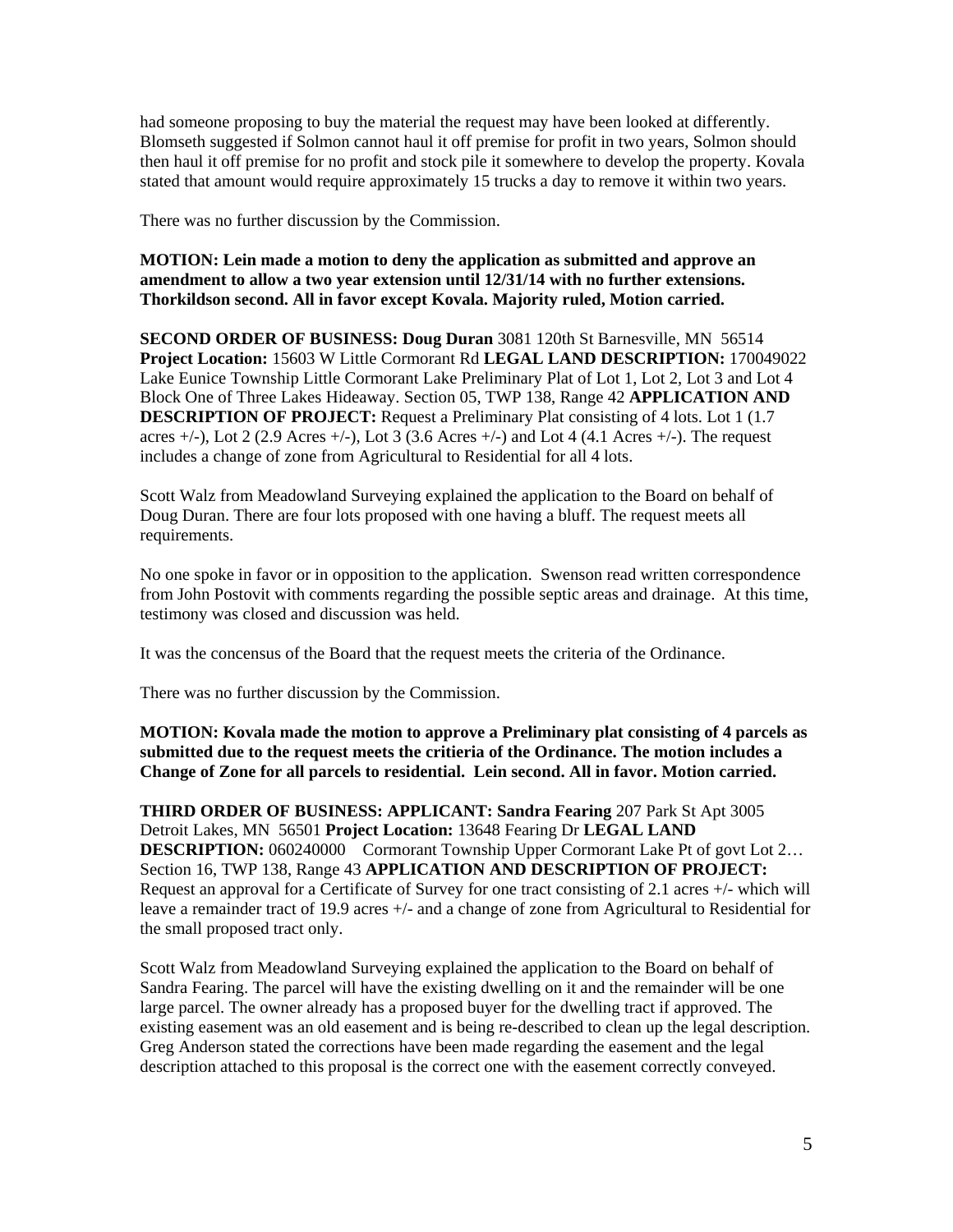had someone proposing to buy the material the request may have been looked at differently. Blomseth suggested if Solmon cannot haul it off premise for profit in two years, Solmon should then haul it off premise for no profit and stock pile it somewhere to develop the property. Kovala stated that amount would require approximately 15 trucks a day to remove it within two years.

There was no further discussion by the Commission.

**MOTION: Lein made a motion to deny the application as submitted and approve an amendment to allow a two year extension until 12/31/14 with no further extensions. Thorkildson second. All in favor except Kovala. Majority ruled, Motion carried.**

**SECOND ORDER OF BUSINESS: Doug Duran** 3081 120th St Barnesville, MN 56514 **Project Location:** 15603 W Little Cormorant Rd **LEGAL LAND DESCRIPTION:** 170049022 Lake Eunice Township Little Cormorant Lake Preliminary Plat of Lot 1, Lot 2, Lot 3 and Lot 4 Block One of Three Lakes Hideaway. Section 05, TWP 138, Range 42 **APPLICATION AND DESCRIPTION OF PROJECT:** Request a Preliminary Plat consisting of 4 lots. Lot 1 (1.7 acres +/-), Lot 2 (2.9 Acres +/-), Lot 3 (3.6 Acres +/-) and Lot 4 (4.1 Acres +/-). The request includes a change of zone from Agricultural to Residential for all 4 lots.

Scott Walz from Meadowland Surveying explained the application to the Board on behalf of Doug Duran. There are four lots proposed with one having a bluff. The request meets all requirements.

No one spoke in favor or in opposition to the application. Swenson read written correspondence from John Postovit with comments regarding the possible septic areas and drainage. At this time, testimony was closed and discussion was held.

It was the concensus of the Board that the request meets the criteria of the Ordinance.

There was no further discussion by the Commission.

**MOTION: Kovala made the motion to approve a Preliminary plat consisting of 4 parcels as submitted due to the request meets the critieria of the Ordinance. The motion includes a Change of Zone for all parcels to residential. Lein second. All in favor. Motion carried.**

**THIRD ORDER OF BUSINESS: APPLICANT: Sandra Fearing** 207 Park St Apt 3005 Detroit Lakes, MN 56501 **Project Location:** 13648 Fearing Dr **LEGAL LAND DESCRIPTION:** 060240000 Cormorant Township Upper Cormorant Lake Pt of govt Lot 2… Section 16, TWP 138, Range 43 **APPLICATION AND DESCRIPTION OF PROJECT:** Request an approval for a Certificate of Survey for one tract consisting of 2.1 acres +/- which will leave a remainder tract of 19.9 acres +/- and a change of zone from Agricultural to Residential for the small proposed tract only.

Scott Walz from Meadowland Surveying explained the application to the Board on behalf of Sandra Fearing. The parcel will have the existing dwelling on it and the remainder will be one large parcel. The owner already has a proposed buyer for the dwelling tract if approved. The existing easement was an old easement and is being re-described to clean up the legal description. Greg Anderson stated the corrections have been made regarding the easement and the legal description attached to this proposal is the correct one with the easement correctly conveyed.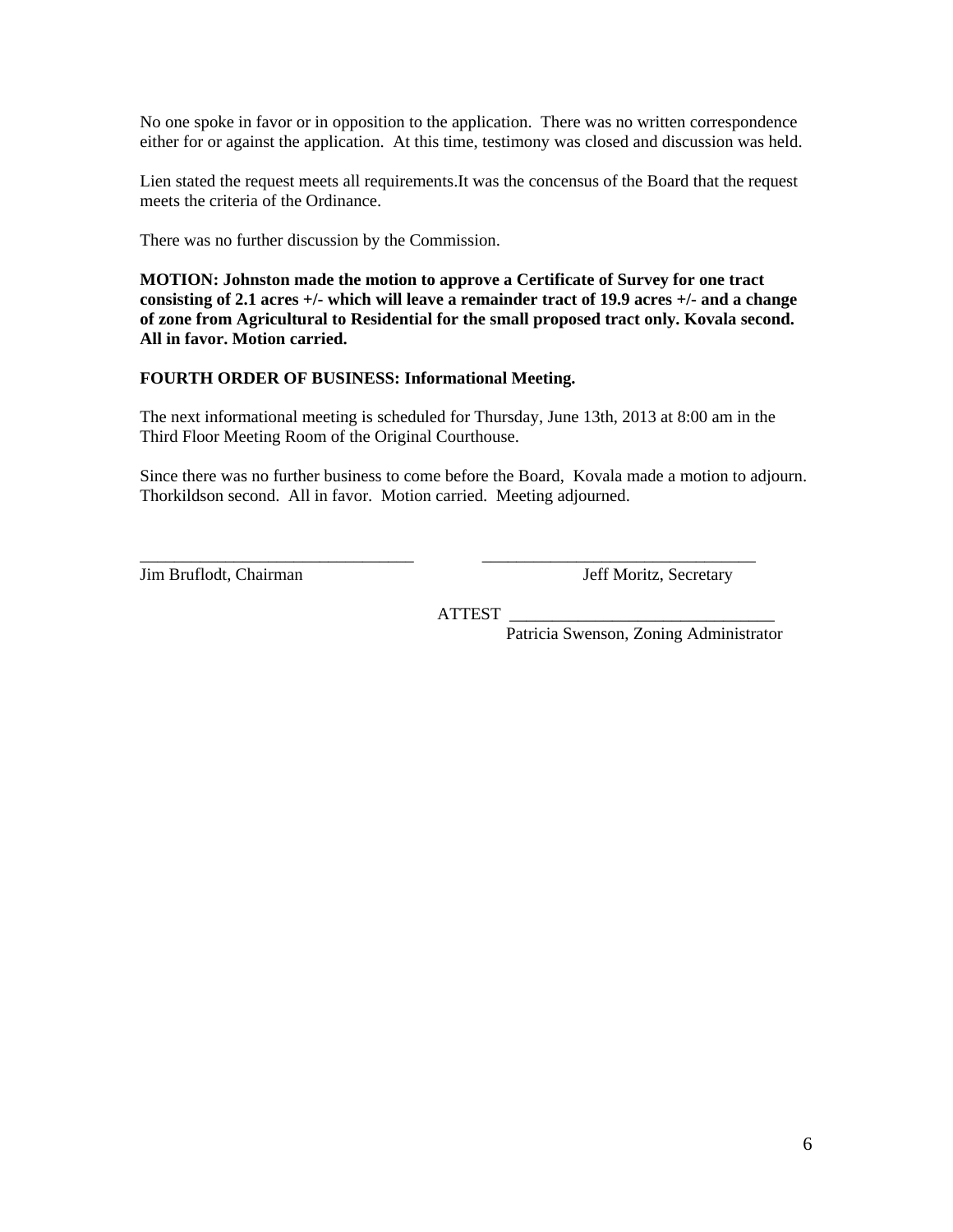No one spoke in favor or in opposition to the application. There was no written correspondence either for or against the application. At this time, testimony was closed and discussion was held.

Lien stated the request meets all requirements.It was the concensus of the Board that the request meets the criteria of the Ordinance.

There was no further discussion by the Commission.

**MOTION: Johnston made the motion to approve a Certificate of Survey for one tract consisting of 2.1 acres +/- which will leave a remainder tract of 19.9 acres +/- and a change of zone from Agricultural to Residential for the small proposed tract only. Kovala second. All in favor. Motion carried.**

**FOURTH ORDER OF BUSINESS: Informational Meeting.**

The next informational meeting is scheduled for Thursday, June 13th, 2013 at 8:00 am in the Third Floor Meeting Room of the Original Courthouse.

Since there was no further business to come before the Board, Kovala made a motion to adjourn. Thorkildson second. All in favor. Motion carried. Meeting adjourned.

_______________________________ _______________________________
Jim Bruflodt, Chairman Jeff Moritz, Secretary

ATTEST _______________________________
Patricia Swenson, Zoning Administrator